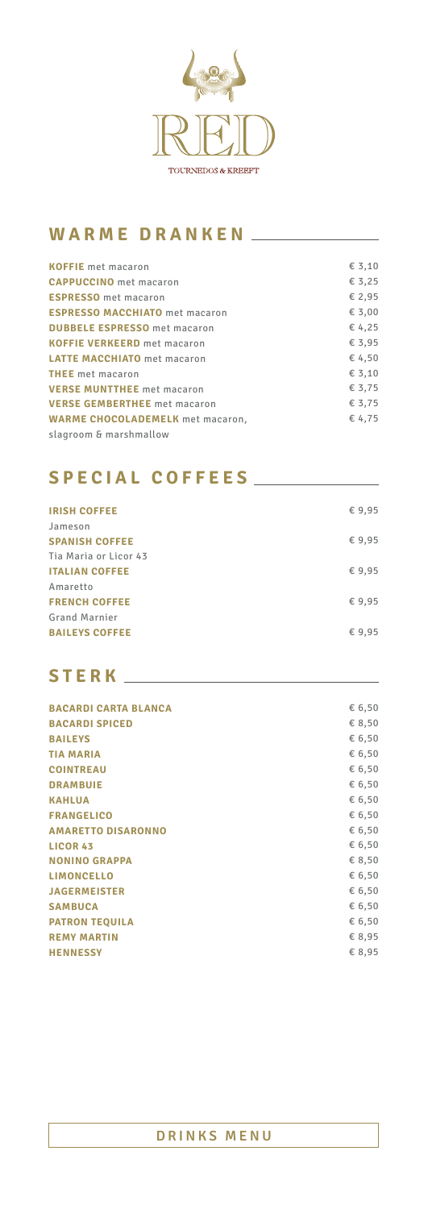RED

TOURNEDOS & KREEFT

## WARME DRANKEN

| | |
|---|---|
| **KOFFIE** met macaron | € 3,10 |
| **CAPPUCCINO** met macaron | € 3,25 |
| **ESPRESSO** met macaron | € 2,95 |
| **ESPRESSO MACCHIATO** met macaron | € 3,00 |
| **DUBBELE ESPRESSO** met macaron | € 4,25 |
| **KOFFIE VERKEERD** met macaron | € 3,95 |
| **LATTE MACCHIATO** met macaron | € 4,50 |
| **THEE** met macaron | € 3,10 |
| **VERSE MUNTTHEE** met macaron | € 3,75 |
| **VERSE GEMBERTHEE** met macaron | € 3,75 |
| **WARME CHOCOLADEMELK** met macaron, slagroom & marshmallow | € 4,75 |

## SPECIAL COFFEES

| | |
|---|---|
| **IRISH COFFEE** Jameson | € 9,95 |
| **SPANISH COFFEE** Tia Maria or Licor 43 | € 9,95 |
| **ITALIAN COFFEE** Amaretto | € 9,95 |
| **FRENCH COFFEE** Grand Marnier | € 9,95 |
| **BAILEYS COFFEE** | € 9,95 |

## STERK

| | |
|---|---|
| **BACARDI CARTA BLANCA** | € 6,50 |
| **BACARDI SPICED** | € 8,50 |
| **BAILEYS** | € 6,50 |
| **TIA MARIA** | € 6,50 |
| **COINTREAU** | € 6,50 |
| **DRAMBUIE** | € 6,50 |
| **KAHLUA** | € 6,50 |
| **FRANGELICO** | € 6,50 |
| **AMARETTO DISARONNO** | € 6,50 |
| **LICOR 43** | € 6,50 |
| **NONINO GRAPPA** | € 8,50 |
| **LIMONCELLO** | € 6,50 |
| **JAGERMEISTER** | € 6,50 |
| **SAMBUCA** | € 6,50 |
| **PATRON TEQUILA** | € 6,50 |
| **REMY MARTIN** | € 8,95 |
| **HENNESSY** | € 8,95 |

DRINKS MENU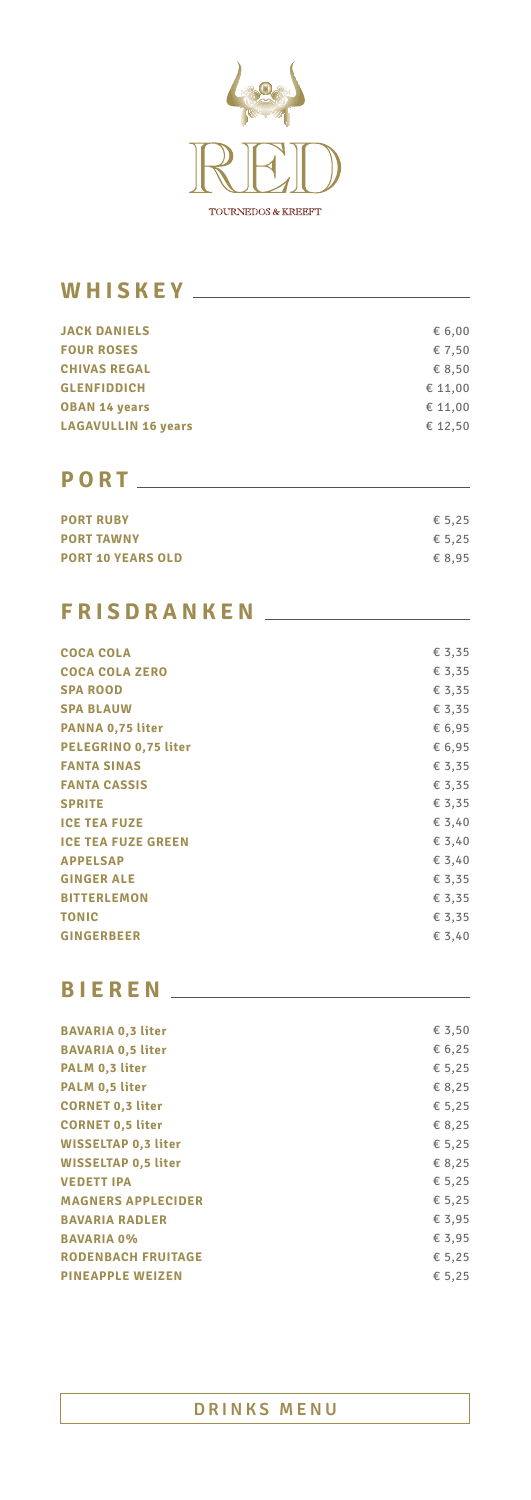RED

TOURNEDOS & KREEFT

## WHISKEY

| | |
|---|---|
| **JACK DANIELS** | € 6,00 |
| **FOUR ROSES** | € 7,50 |
| **CHIVAS REGAL** | € 8,50 |
| **GLENFIDDICH** | € 11,00 |
| **OBAN 14 years** | € 11,00 |
| **LAGAVULLIN 16 years** | € 12,50 |

## PORT

| | |
|---|---|
| **PORT RUBY** | € 5,25 |
| **PORT TAWNY** | € 5,25 |
| **PORT 10 YEARS OLD** | € 8,95 |

## FRISDRANKEN

| | |
|---|---|
| **COCA COLA** | € 3,35 |
| **COCA COLA ZERO** | € 3,35 |
| **SPA ROOD** | € 3,35 |
| **SPA BLAUW** | € 3,35 |
| **PANNA 0,75 liter** | € 6,95 |
| **PELEGRINO 0,75 liter** | € 6,95 |
| **FANTA SINAS** | € 3,35 |
| **FANTA CASSIS** | € 3,35 |
| **SPRITE** | € 3,35 |
| **ICE TEA FUZE** | € 3,40 |
| **ICE TEA FUZE GREEN** | € 3,40 |
| **APPELSAP** | € 3,40 |
| **GINGER ALE** | € 3,35 |
| **BITTERLEMON** | € 3,35 |
| **TONIC** | € 3,35 |
| **GINGERBEER** | € 3,40 |

## BIEREN

| | |
|---|---|
| **BAVARIA 0,3 liter** | € 3,50 |
| **BAVARIA 0,5 liter** | € 6,25 |
| **PALM 0,3 liter** | € 5,25 |
| **PALM 0,5 liter** | € 8,25 |
| **CORNET 0,3 liter** | € 5,25 |
| **CORNET 0,5 liter** | € 8,25 |
| **WISSELTAP 0,3 liter** | € 5,25 |
| **WISSELTAP 0,5 liter** | € 8,25 |
| **VEDETT IPA** | € 5,25 |
| **MAGNERS APPLECIDER** | € 5,25 |
| **BAVARIA RADLER** | € 3,95 |
| **BAVARIA 0%** | € 3,95 |
| **RODENBACH FRUITAGE** | € 5,25 |
| **PINEAPPLE WEIZEN** | € 5,25 |

DRINKS MENU